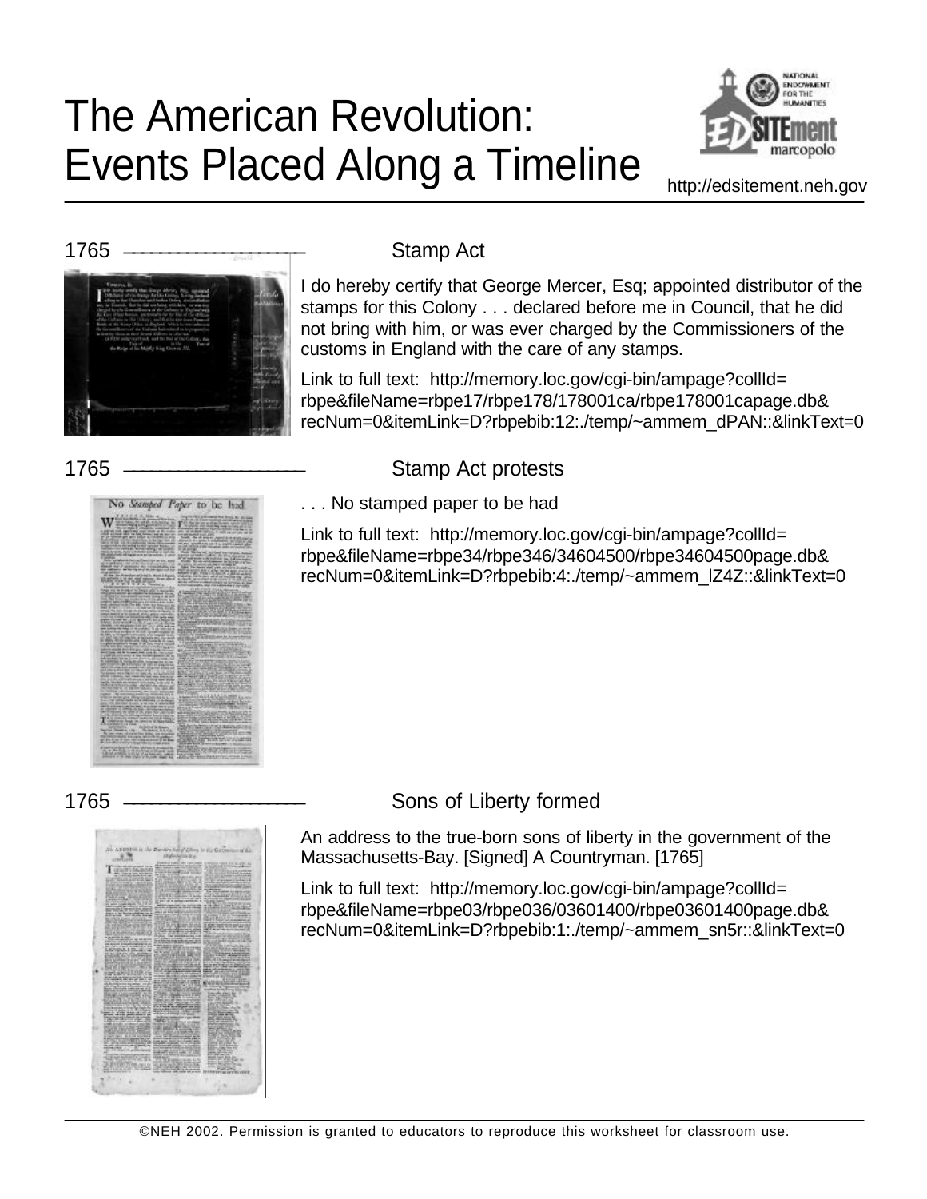# The American Revolution: Events Placed Along a Timeline

http://edsitement.neh.gov

## 1765 — Stamp Act

I do hereby certify that George Mercer, Esq; appointed distributor of the stamps for this Colony . . . declared before me in Council, that he did not bring with him, or was ever charged by the Commissioners of the customs in England with the care of any stamps.

Link to full text: http://memory.loc.gov/cgi-bin/ampage?collId=rbpe&fileName=rbpe17/rbpe178/178001ca/rbpe178001capage.db&recNum=0&itemLink=D?rbpebib:12:./temp/~ammem_dPAN::&linkText=0

## 1765 — Stamp Act protests

. . . No stamped paper to be had

Link to full text: http://memory.loc.gov/cgi-bin/ampage?collId=rbpe&fileName=rbpe34/rbpe346/34604500/rbpe34604500page.db&recNum=0&itemLink=D?rbpebib:4:./temp/~ammem_lZ4Z::&linkText=0

## 1765 — Sons of Liberty formed

An address to the true-born sons of liberty in the government of the Massachusetts-Bay. [Signed] A Countryman. [1765]

Link to full text: http://memory.loc.gov/cgi-bin/ampage?collId=rbpe&fileName=rbpe03/rbpe036/03601400/rbpe03601400page.db&recNum=0&itemLink=D?rbpebib:1:./temp/~ammem_sn5r::&linkText=0

©NEH 2002. Permission is granted to educators to reproduce this worksheet for classroom use.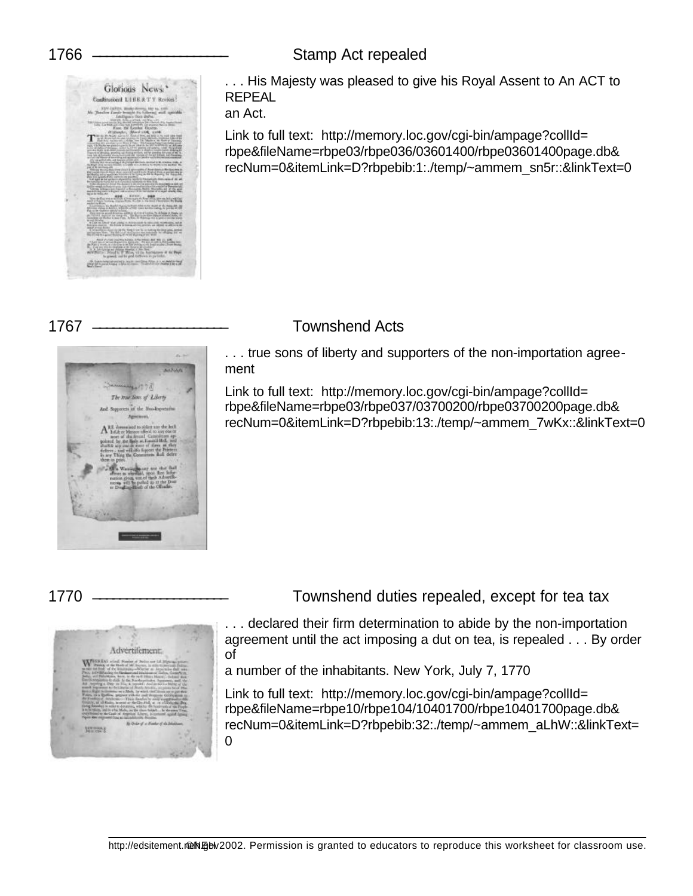## 1766 — Stamp Act repealed

. . . His Majesty was pleased to give his Royal Assent to An ACT to REPEAL an Act.

Link to full text: http://memory.loc.gov/cgi-bin/ampage?collId=rbpe&fileName=rbpe03/rbpe036/03601400/rbpe03601400page.db&recNum=0&itemLink=D?rbpebib:1:./temp/~ammem_sn5r::&linkText=0

## 1767 — Townshend Acts

. . . true sons of liberty and supporters of the non-importation agreement

Link to full text: http://memory.loc.gov/cgi-bin/ampage?collId=rbpe&fileName=rbpe03/rbpe037/03700200/rbpe03700200page.db&recNum=0&itemLink=D?rbpebib:13:./temp/~ammem_7wKx::&linkText=0

## 1770 — Townshend duties repealed, except for tea tax

. . . declared their firm determination to abide by the non-importation agreement until the act imposing a dut on tea, is repealed . . . By order of a number of the inhabitants. New York, July 7, 1770

Link to full text: http://memory.loc.gov/cgi-bin/ampage?collId=rbpe&fileName=rbpe10/rbpe104/10401700/rbpe10401700page.db&recNum=0&itemLink=D?rbpebib:32:./temp/~ammem_aLhW::&linkText=0

http://edsitement.neh.gov ©NEH 2002. Permission is granted to educators to reproduce this worksheet for classroom use.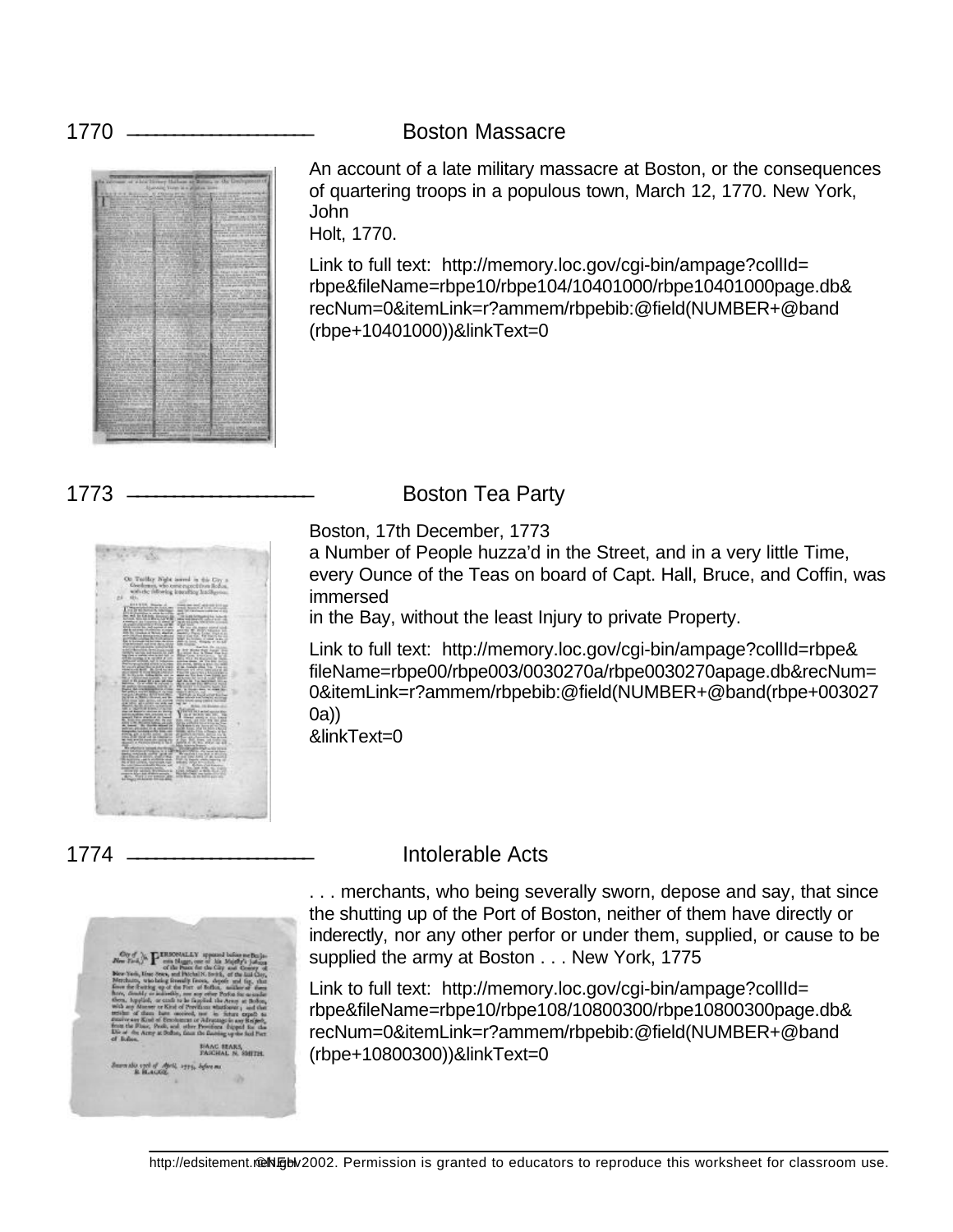## 1770 Boston Massacre

An account of a late military massacre at Boston, or the consequences of quartering troops in a populous town, March 12, 1770. New York, John Holt, 1770.

Link to full text: http://memory.loc.gov/cgi-bin/ampage?collId=rbpe&fileName=rbpe10/rbpe104/10401000/rbpe10401000page.db&recNum=0&itemLink=r?ammem/rbpebib:@field(NUMBER+@band(rbpe+10401000))&linkText=0

## 1773 Boston Tea Party

Boston, 17th December, 1773
a Number of People huzza'd in the Street, and in a very little Time, every Ounce of the Teas on board of Capt. Hall, Bruce, and Coffin, was immersed in the Bay, without the least Injury to private Property.

Link to full text: http://memory.loc.gov/cgi-bin/ampage?collId=rbpe&fileName=rbpe00/rbpe003/0030270a/rbpe0030270apage.db&recNum=0&itemLink=r?ammem/rbpebib:@field(NUMBER+@band(rbpe+0030270a))&linkText=0

## 1774 Intolerable Acts

. . . merchants, who being severally sworn, depose and say, that since the shutting up of the Port of Boston, neither of them have directly or inderectly, nor any other perfor or under them, supplied, or cause to be supplied the army at Boston . . . New York, 1775

Link to full text: http://memory.loc.gov/cgi-bin/ampage?collId=rbpe&fileName=rbpe10/rbpe108/10800300/rbpe10800300page.db&recNum=0&itemLink=r?ammem/rbpebib:@field(NUMBER+@band(rbpe+10800300))&linkText=0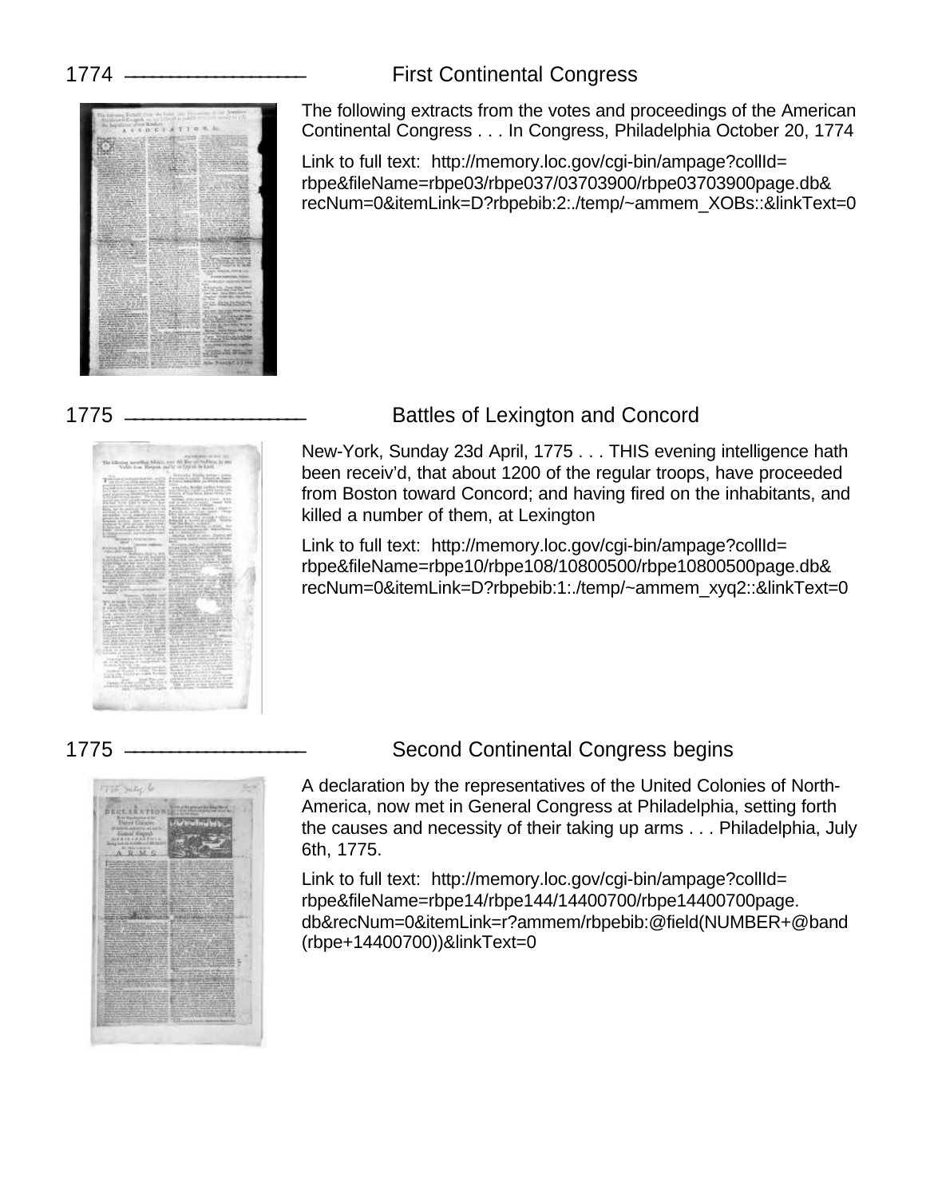## 1774 — First Continental Congress

The following extracts from the votes and proceedings of the American Continental Congress . . . In Congress, Philadelphia October 20, 1774

Link to full text: http://memory.loc.gov/cgi-bin/ampage?collId=rbpe&fileName=rbpe03/rbpe037/03703900/rbpe03703900page.db&recNum=0&itemLink=D?rbpebib:2:./temp/~ammem_XOBs::&linkText=0

## 1775 — Battles of Lexington and Concord

New-York, Sunday 23d April, 1775 . . . THIS evening intelligence hath been receiv'd, that about 1200 of the regular troops, have proceeded from Boston toward Concord; and having fired on the inhabitants, and killed a number of them, at Lexington

Link to full text: http://memory.loc.gov/cgi-bin/ampage?collId=rbpe&fileName=rbpe10/rbpe108/10800500/rbpe10800500page.db&recNum=0&itemLink=D?rbpebib:1:./temp/~ammem_xyq2::&linkText=0

## 1775 — Second Continental Congress begins

A declaration by the representatives of the United Colonies of North-America, now met in General Congress at Philadelphia, setting forth the causes and necessity of their taking up arms . . . Philadelphia, July 6th, 1775.

Link to full text: http://memory.loc.gov/cgi-bin/ampage?collId=rbpe&fileName=rbpe14/rbpe144/14400700/rbpe14400700page.db&recNum=0&itemLink=r?ammem/rbpebib:@field(NUMBER+@band(rbpe+14400700))&linkText=0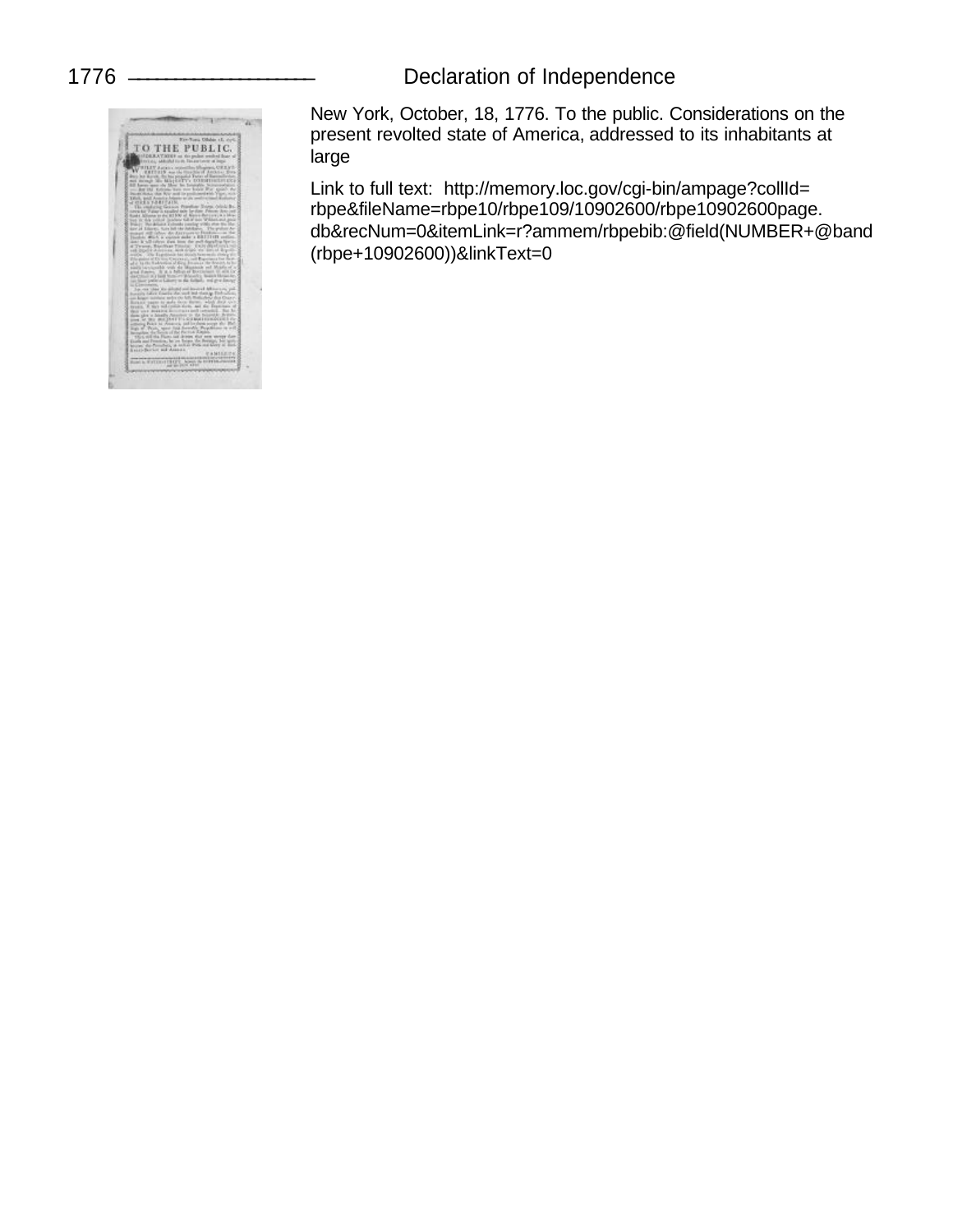1776 Declaration of Independence

New York, October, 18, 1776. To the public. Considerations on the present revolted state of America, addressed to its inhabitants at large

Link to full text: http://memory.loc.gov/cgi-bin/ampage?collId=rbpe&fileName=rbpe10/rbpe109/10902600/rbpe10902600page.db&recNum=0&itemLink=r?ammem/rbpebib:@field(NUMBER+@band(rbpe+10902600))&linkText=0